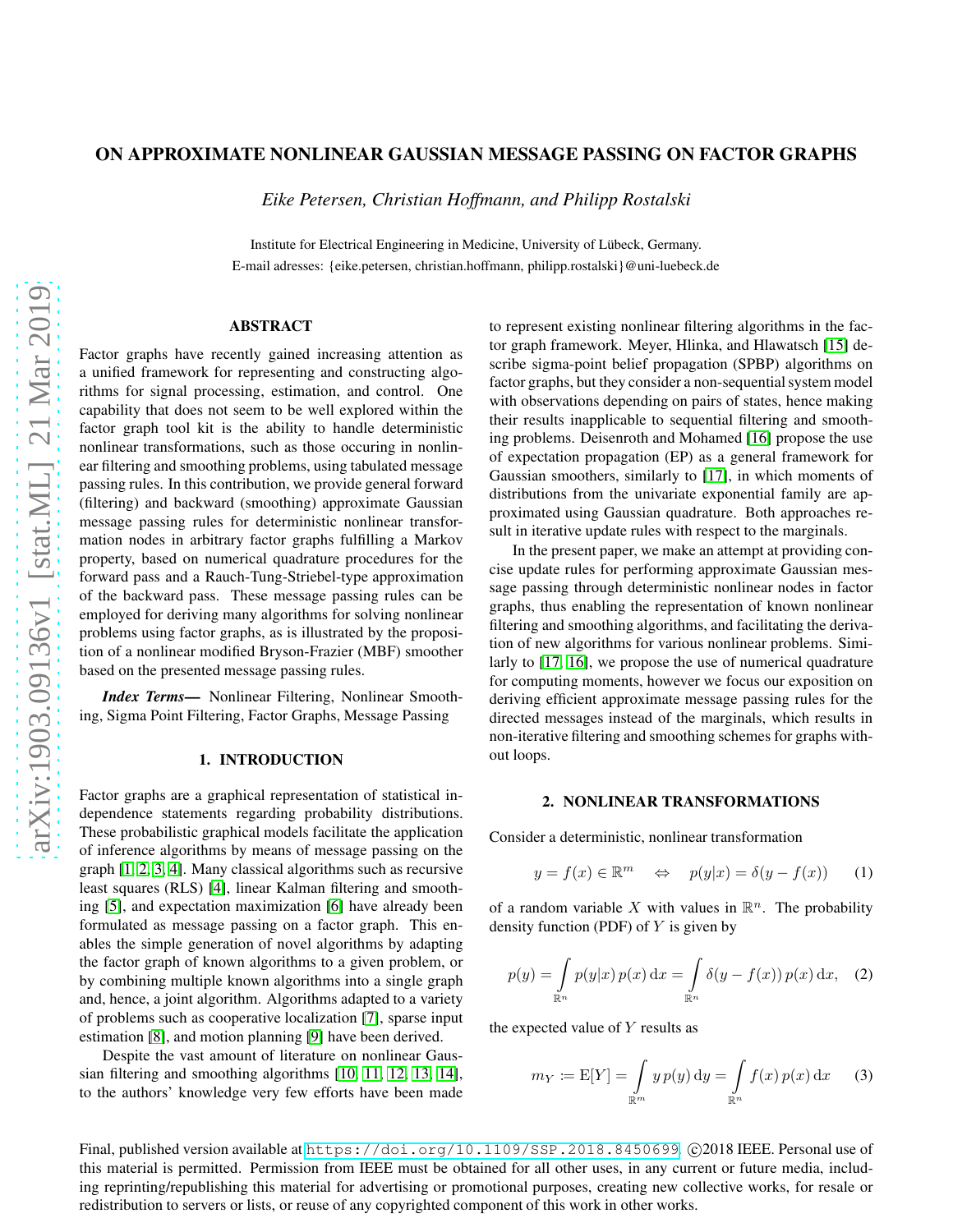# ON APPROXIMATE NONLINEAR GAUSSIAN MESSAGE PASSING ON FACTOR GRAPHS

*Eike Petersen, Christian Hoffmann, and Philipp Rostalski*

Institute for Electrical Engineering in Medicine, University of Lübeck, Germany.
E-mail adresses: {eike.petersen, christian.hoffmann, philipp.rostalski}@uni-luebeck.de

## ABSTRACT

Factor graphs have recently gained increasing attention as a unified framework for representing and constructing algorithms for signal processing, estimation, and control. One capability that does not seem to be well explored within the factor graph tool kit is the ability to handle deterministic nonlinear transformations, such as those occuring in nonlinear filtering and smoothing problems, using tabulated message passing rules. In this contribution, we provide general forward (filtering) and backward (smoothing) approximate Gaussian message passing rules for deterministic nonlinear transformation nodes in arbitrary factor graphs fulfilling a Markov property, based on numerical quadrature procedures for the forward pass and a Rauch-Tung-Striebel-type approximation of the backward pass. These message passing rules can be employed for deriving many algorithms for solving nonlinear problems using factor graphs, as is illustrated by the proposition of a nonlinear modified Bryson-Frazier (MBF) smoother based on the presented message passing rules.

***Index Terms—*** Nonlinear Filtering, Nonlinear Smoothing, Sigma Point Filtering, Factor Graphs, Message Passing

## 1. INTRODUCTION

Factor graphs are a graphical representation of statistical independence statements regarding probability distributions. These probabilistic graphical models facilitate the application of inference algorithms by means of message passing on the graph [1, 2, 3, 4]. Many classical algorithms such as recursive least squares (RLS) [4], linear Kalman filtering and smoothing [5], and expectation maximization [6] have already been formulated as message passing on a factor graph. This enables the simple generation of novel algorithms by adapting the factor graph of known algorithms to a given problem, or by combining multiple known algorithms into a single graph and, hence, a joint algorithm. Algorithms adapted to a variety of problems such as cooperative localization [7], sparse input estimation [8], and motion planning [9] have been derived.

Despite the vast amount of literature on nonlinear Gaussian filtering and smoothing algorithms [10, 11, 12, 13, 14], to the authors' knowledge very few efforts have been made to represent existing nonlinear filtering algorithms in the factor graph framework. Meyer, Hlinka, and Hlawatsch [15] describe sigma-point belief propagation (SPBP) algorithms on factor graphs, but they consider a non-sequential system model with observations depending on pairs of states, hence making their results inapplicable to sequential filtering and smoothing problems. Deisenroth and Mohamed [16] propose the use of expectation propagation (EP) as a general framework for Gaussian smoothers, similarly to [17], in which moments of distributions from the univariate exponential family are approximated using Gaussian quadrature. Both approaches result in iterative update rules with respect to the marginals.

In the present paper, we make an attempt at providing concise update rules for performing approximate Gaussian message passing through deterministic nonlinear nodes in factor graphs, thus enabling the representation of known nonlinear filtering and smoothing algorithms, and facilitating the derivation of new algorithms for various nonlinear problems. Similarly to [17, 16], we propose the use of numerical quadrature for computing moments, however we focus our exposition on deriving efficient approximate message passing rules for the directed messages instead of the marginals, which results in non-iterative filtering and smoothing schemes for graphs without loops.

## 2. NONLINEAR TRANSFORMATIONS

Consider a deterministic, nonlinear transformation

$$y = f(x) \in \mathbb{R}^m \quad \Leftrightarrow \quad p(y|x) = \delta(y - f(x)) \tag{1}$$

of a random variable $X$ with values in $\mathbb{R}^n$. The probability density function (PDF) of $Y$ is given by

$$p(y) = \int_{\mathbb{R}^n} p(y|x)\, p(x)\, \mathrm{d}x = \int_{\mathbb{R}^n} \delta(y - f(x))\, p(x)\, \mathrm{d}x, \tag{2}$$

the expected value of $Y$ results as

$$m_Y := \mathrm{E}[Y] = \int_{\mathbb{R}^m} y\, p(y)\, \mathrm{d}y = \int_{\mathbb{R}^n} f(x)\, p(x)\, \mathrm{d}x \tag{3}$$

Final, published version available at https://doi.org/10.1109/SSP.2018.8450699. ©2018 IEEE. Personal use of this material is permitted. Permission from IEEE must be obtained for all other uses, in any current or future media, including reprinting/republishing this material for advertising or promotional purposes, creating new collective works, for resale or redistribution to servers or lists, or reuse of any copyrighted component of this work in other works.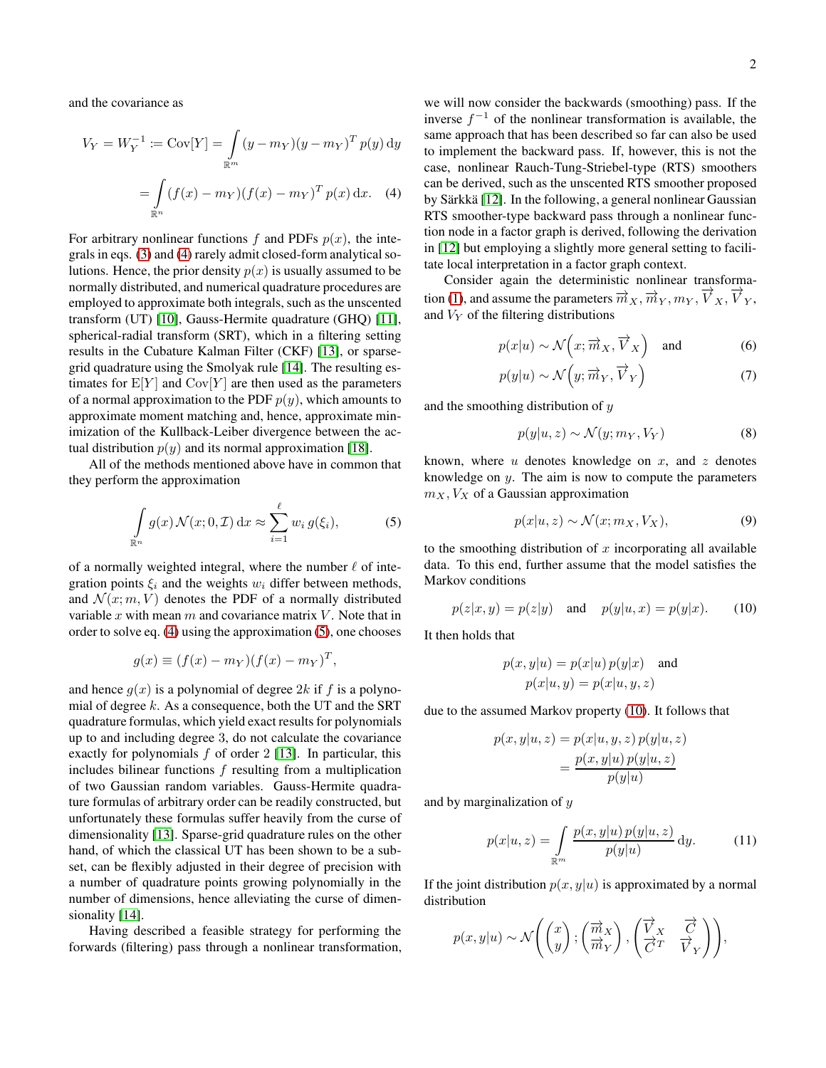and the covariance as

$$V_Y = W_Y^{-1} := \mathrm{Cov}[Y] = \int_{\mathbb{R}^m} (y - m_Y)(y - m_Y)^T \, p(y) \, \mathrm{d}y$$

$$= \int_{\mathbb{R}^n} (f(x) - m_Y)(f(x) - m_Y)^T \, p(x) \, \mathrm{d}x. \quad (4)$$

For arbitrary nonlinear functions $f$ and PDFs $p(x)$, the integrals in eqs. (3) and (4) rarely admit closed-form analytical solutions. Hence, the prior density $p(x)$ is usually assumed to be normally distributed, and numerical quadrature procedures are employed to approximate both integrals, such as the unscented transform (UT) [10], Gauss-Hermite quadrature (GHQ) [11], spherical-radial transform (SRT), which in a filtering setting results in the Cubature Kalman Filter (CKF) [13], or sparse-grid quadrature using the Smolyak rule [14]. The resulting estimates for $\mathrm{E}[Y]$ and $\mathrm{Cov}[Y]$ are then used as the parameters of a normal approximation to the PDF $p(y)$, which amounts to approximate moment matching and, hence, approximate minimization of the Kullback-Leiber divergence between the actual distribution $p(y)$ and its normal approximation [18].

All of the methods mentioned above have in common that they perform the approximation

$$\int_{\mathbb{R}^n} g(x) \, \mathcal{N}(x; 0, \mathcal{I}) \, \mathrm{d}x \approx \sum_{i=1}^{\ell} w_i \, g(\xi_i), \quad (5)$$

of a normally weighted integral, where the number $\ell$ of integration points $\xi_i$ and the weights $w_i$ differ between methods, and $\mathcal{N}(x; m, V)$ denotes the PDF of a normally distributed variable $x$ with mean $m$ and covariance matrix $V$. Note that in order to solve eq. (4) using the approximation (5), one chooses

$$g(x) \equiv (f(x) - m_Y)(f(x) - m_Y)^T,$$

and hence $g(x)$ is a polynomial of degree $2k$ if $f$ is a polynomial of degree $k$. As a consequence, both the UT and the SRT quadrature formulas, which yield exact results for polynomials up to and including degree 3, do not calculate the covariance exactly for polynomials $f$ of order 2 [13]. In particular, this includes bilinear functions $f$ resulting from a multiplication of two Gaussian random variables. Gauss-Hermite quadrature formulas of arbitrary order can be readily constructed, but unfortunately these formulas suffer heavily from the curse of dimensionality [13]. Sparse-grid quadrature rules on the other hand, of which the classical UT has been shown to be a subset, can be flexibly adjusted in their degree of precision with a number of quadrature points growing polynomially in the number of dimensions, hence alleviating the curse of dimensionality [14].

Having described a feasible strategy for performing the forwards (filtering) pass through a nonlinear transformation, we will now consider the backwards (smoothing) pass. If the inverse $f^{-1}$ of the nonlinear transformation is available, the same approach that has been described so far can also be used to implement the backward pass. If, however, this is not the case, nonlinear Rauch-Tung-Striebel-type (RTS) smoothers can be derived, such as the unscented RTS smoother proposed by Särkkä [12]. In the following, a general nonlinear Gaussian RTS smoother-type backward pass through a nonlinear function node in a factor graph is derived, following the derivation in [12] but employing a slightly more general setting to facilitate local interpretation in a factor graph context.

Consider again the deterministic nonlinear transformation (1), and assume the parameters $\overrightarrow{m}_X, \overrightarrow{m}_Y, m_Y, \overrightarrow{V}_X, \overrightarrow{V}_Y$, and $V_Y$ of the filtering distributions

$$p(x|u) \sim \mathcal{N}\Big(x; \overrightarrow{m}_X, \overrightarrow{V}_X\Big) \quad \text{and} \quad (6)$$

$$p(y|u) \sim \mathcal{N}\Big(y; \overrightarrow{m}_Y, \overrightarrow{V}_Y\Big) \quad (7)$$

and the smoothing distribution of $y$

$$p(y|u, z) \sim \mathcal{N}(y; m_Y, V_Y) \quad (8)$$

known, where $u$ denotes knowledge on $x$, and $z$ denotes knowledge on $y$. The aim is now to compute the parameters $m_X, V_X$ of a Gaussian approximation

$$p(x|u, z) \sim \mathcal{N}(x; m_X, V_X), \quad (9)$$

to the smoothing distribution of $x$ incorporating all available data. To this end, further assume that the model satisfies the Markov conditions

$$p(z|x, y) = p(z|y) \quad \text{and} \quad p(y|u, x) = p(y|x). \quad (10)$$

It then holds that

$$p(x, y|u) = p(x|u) \, p(y|x) \quad \text{and}$$
$$p(x|u, y) = p(x|u, y, z)$$

due to the assumed Markov property (10). It follows that

$$p(x, y|u, z) = p(x|u, y, z) \, p(y|u, z) = \frac{p(x, y|u) \, p(y|u, z)}{p(y|u)}$$

and by marginalization of $y$

$$p(x|u, z) = \int_{\mathbb{R}^m} \frac{p(x, y|u) \, p(y|u, z)}{p(y|u)} \, \mathrm{d}y. \quad (11)$$

If the joint distribution $p(x, y|u)$ is approximated by a normal distribution

$$p(x, y|u) \sim \mathcal{N}\left( \begin{pmatrix} x \\ y \end{pmatrix}; \begin{pmatrix} \overrightarrow{m}_X \\ \overrightarrow{m}_Y \end{pmatrix}, \begin{pmatrix} \overrightarrow{V}_X & \overrightarrow{C} \\ \overrightarrow{C}^T & \overrightarrow{V}_Y \end{pmatrix} \right),$$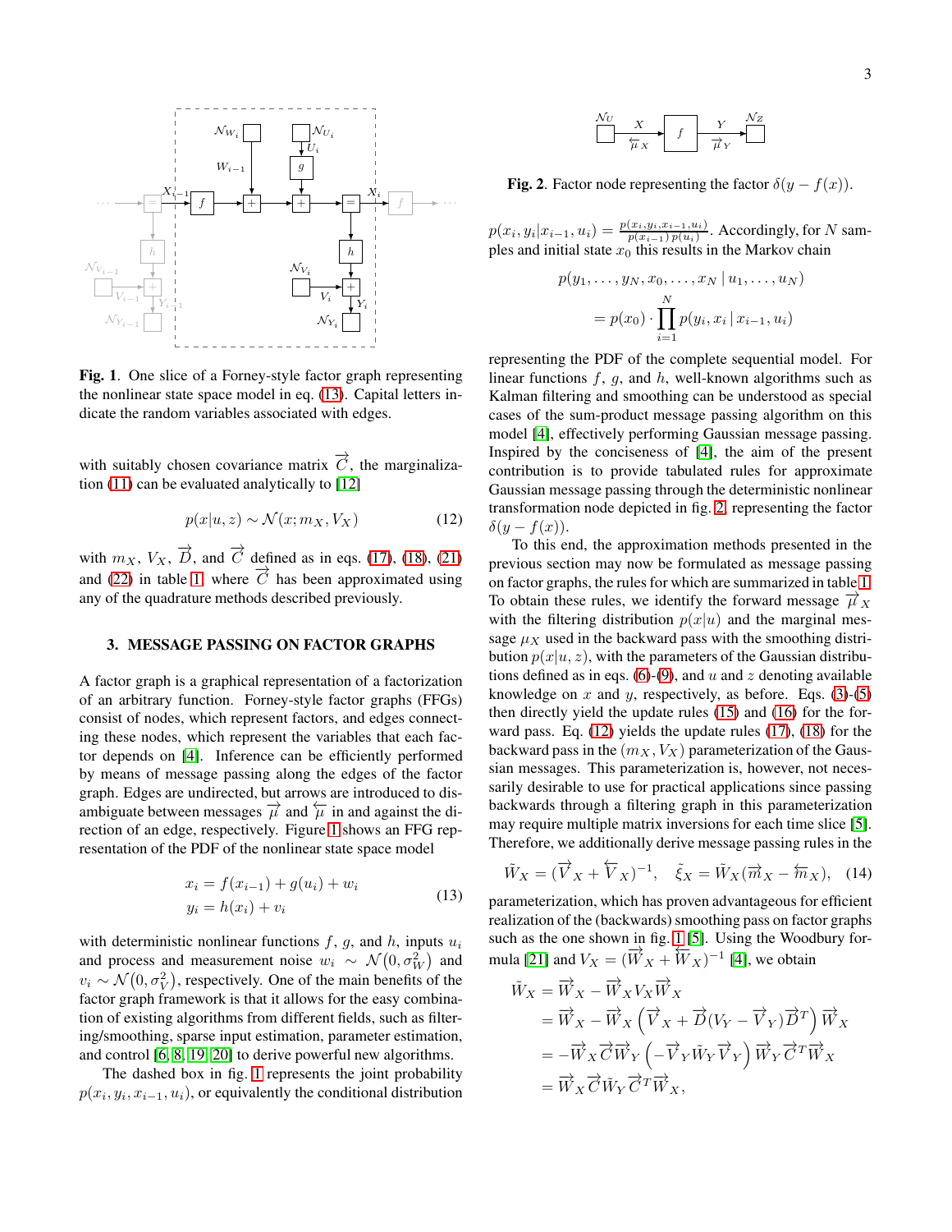**Fig. 1**. One slice of a Forney-style factor graph representing the nonlinear state space model in eq. (13). Capital letters indicate the random variables associated with edges.

with suitably chosen covariance matrix $\overrightarrow{C}$, the marginalization (11) can be evaluated analytically to [12]

$$p(x|u, z) \sim \mathcal{N}(x; m_X, V_X) \tag{12}$$

with $m_X$, $V_X$, $\overrightarrow{D}$, and $\overrightarrow{C}$ defined as in eqs. (17), (18), (21) and (22) in table 1, where $\overrightarrow{C}$ has been approximated using any of the quadrature methods described previously.

## 3. MESSAGE PASSING ON FACTOR GRAPHS

A factor graph is a graphical representation of a factorization of an arbitrary function. Forney-style factor graphs (FFGs) consist of nodes, which represent factors, and edges connecting these nodes, which represent the variables that each factor depends on [4]. Inference can be efficiently performed by means of message passing along the edges of the factor graph. Edges are undirected, but arrows are introduced to disambiguate between messages $\overrightarrow{\mu}$ and $\overleftarrow{\mu}$ in and against the direction of an edge, respectively. Figure 1 shows an FFG representation of the PDF of the nonlinear state space model

$$\begin{aligned} x_i &= f(x_{i-1}) + g(u_i) + w_i \\ y_i &= h(x_i) + v_i \end{aligned} \tag{13}$$

with deterministic nonlinear functions $f$, $g$, and $h$, inputs $u_i$ and process and measurement noise $w_i \sim \mathcal{N}(0, \sigma_W^2)$ and $v_i \sim \mathcal{N}(0, \sigma_V^2)$, respectively. One of the main benefits of the factor graph framework is that it allows for the easy combination of existing algorithms from different fields, such as filtering/smoothing, sparse input estimation, parameter estimation, and control [6, 8, 19, 20] to derive powerful new algorithms.

The dashed box in fig. 1 represents the joint probability $p(x_i, y_i, x_{i-1}, u_i)$, or equivalently the conditional distribution $p(x_i, y_i|x_{i-1}, u_i) = \frac{p(x_i, y_i, x_{i-1}, u_i)}{p(x_{i-1})\, p(u_i)}$. Accordingly, for $N$ samples and initial state $x_0$ this results in the Markov chain

$$\begin{aligned} &p(y_1, \ldots, y_N, x_0, \ldots, x_N \mid u_1, \ldots, u_N) \\ &\quad = p(x_0) \cdot \prod_{i=1}^{N} p(y_i, x_i \mid x_{i-1}, u_i) \end{aligned}$$

representing the PDF of the complete sequential model. For linear functions $f$, $g$, and $h$, well-known algorithms such as Kalman filtering and smoothing can be understood as special cases of the sum-product message passing algorithm on this model [4], effectively performing Gaussian message passing. Inspired by the conciseness of [4], the aim of the present contribution is to provide tabulated rules for approximate Gaussian message passing through the deterministic nonlinear transformation node depicted in fig. 2, representing the factor $\delta(y - f(x))$.

**Fig. 2**. Factor node representing the factor $\delta(y - f(x))$.

To this end, the approximation methods presented in the previous section may now be formulated as message passing on factor graphs, the rules for which are summarized in table 1. To obtain these rules, we identify the forward message $\overrightarrow{\mu}_X$ with the filtering distribution $p(x|u)$ and the marginal message $\mu_X$ used in the backward pass with the smoothing distribution $p(x|u, z)$, with the parameters of the Gaussian distributions defined as in eqs. (6)-(9), and $u$ and $z$ denoting available knowledge on $x$ and $y$, respectively, as before. Eqs. (3)-(5) then directly yield the update rules (15) and (16) for the forward pass. Eq. (12) yields the update rules (17), (18) for the backward pass in the $(m_X, V_X)$ parameterization of the Gaussian messages. This parameterization is, however, not necessarily desirable to use for practical applications since passing backwards through a filtering graph in this parameterization may require multiple matrix inversions for each time slice [5]. Therefore, we additionally derive message passing rules in the

$$\tilde{W}_X = (\overrightarrow{V}_X + \overleftarrow{V}_X)^{-1}, \quad \tilde{\xi}_X = \tilde{W}_X(\overrightarrow{m}_X - \overleftarrow{m}_X), \tag{14}$$

parameterization, which has proven advantageous for efficient realization of the (backwards) smoothing pass on factor graphs such as the one shown in fig. 1 [5]. Using the Woodbury formula [21] and $V_X = (\overrightarrow{W}_X + \overleftarrow{W}_X)^{-1}$ [4], we obtain

$$\begin{aligned} \tilde{W}_X &= \overrightarrow{W}_X - \overrightarrow{W}_X V_X \overrightarrow{W}_X \\ &= \overrightarrow{W}_X - \overrightarrow{W}_X \left( \overrightarrow{V}_X + \overrightarrow{D}(V_Y - \overrightarrow{V}_Y)\overrightarrow{D}^T \right) \overrightarrow{W}_X \\ &= -\overrightarrow{W}_X \overrightarrow{C} \overrightarrow{W}_Y \left( -\overrightarrow{V}_Y \tilde{W}_Y \overrightarrow{V}_Y \right) \overrightarrow{W}_Y \overrightarrow{C}^T \overrightarrow{W}_X \\ &= \overrightarrow{W}_X \overrightarrow{C} \tilde{W}_Y \overrightarrow{C}^T \overrightarrow{W}_X, \end{aligned}$$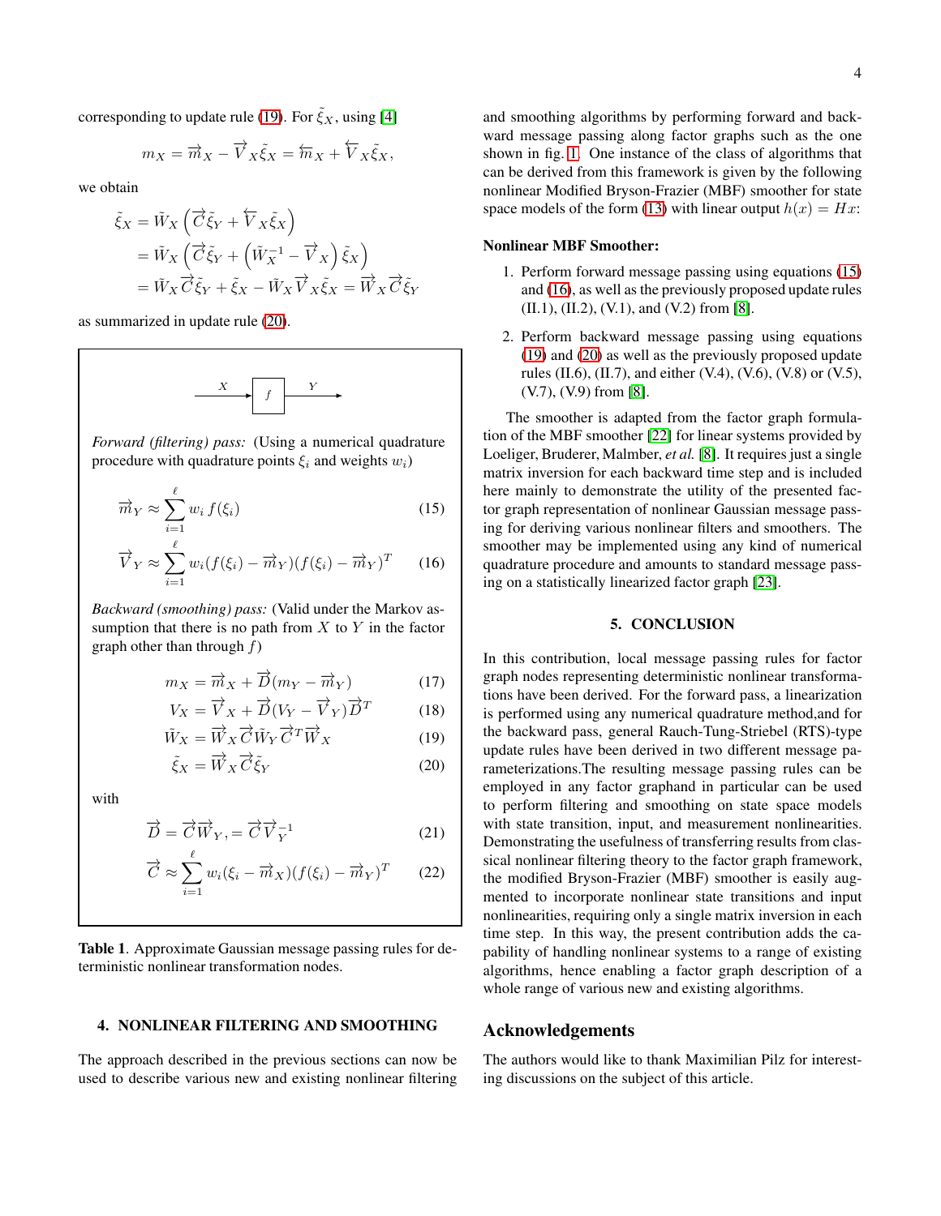corresponding to update rule (19). For $\tilde{\xi}_X$, using [4]

$$m_X = \overrightarrow{m}_X - \overrightarrow{V}_X \tilde{\xi}_X = \overleftarrow{m}_X + \overleftarrow{V}_X \tilde{\xi}_X,$$

we obtain

$$\begin{aligned}
\tilde{\xi}_X &= \tilde{W}_X \left( \overrightarrow{C} \tilde{\xi}_Y + \overleftarrow{V}_X \tilde{\xi}_X \right) \\
&= \tilde{W}_X \left( \overrightarrow{C} \tilde{\xi}_Y + \left( \tilde{W}_X^{-1} - \overrightarrow{V}_X \right) \tilde{\xi}_X \right) \\
&= \tilde{W}_X \overrightarrow{C} \tilde{\xi}_Y + \tilde{\xi}_X - \tilde{W}_X \overrightarrow{V}_X \tilde{\xi}_X = \overrightarrow{W}_X \overrightarrow{C} \tilde{\xi}_Y
\end{aligned}$$

as summarized in update rule (20).

---

$X \rightarrow$ [ $f$ ] $\rightarrow Y$

*Forward (filtering) pass:* (Using a numerical quadrature procedure with quadrature points $\xi_i$ and weights $w_i$)

$$\overrightarrow{m}_Y \approx \sum_{i=1}^{\ell} w_i \, f(\xi_i) \tag{15}$$

$$\overrightarrow{V}_Y \approx \sum_{i=1}^{\ell} w_i (f(\xi_i) - \overrightarrow{m}_Y)(f(\xi_i) - \overrightarrow{m}_Y)^T \tag{16}$$

*Backward (smoothing) pass:* (Valid under the Markov assumption that there is no path from $X$ to $Y$ in the factor graph other than through $f$)

$$m_X = \overrightarrow{m}_X + \overrightarrow{D}(m_Y - \overrightarrow{m}_Y) \tag{17}$$

$$V_X = \overrightarrow{V}_X + \overrightarrow{D}(V_Y - \overrightarrow{V}_Y)\overrightarrow{D}^T \tag{18}$$

$$\tilde{W}_X = \overrightarrow{W}_X \overrightarrow{C} \tilde{W}_Y \overrightarrow{C}^T \overrightarrow{W}_X \tag{19}$$

$$\tilde{\xi}_X = \overrightarrow{W}_X \overrightarrow{C} \tilde{\xi}_Y \tag{20}$$

with

$$\overrightarrow{D} = \overrightarrow{C}\overrightarrow{W}_Y, = \overrightarrow{C}\overrightarrow{V}_Y^{-1} \tag{21}$$

$$\overrightarrow{C} \approx \sum_{i=1}^{\ell} w_i (\xi_i - \overrightarrow{m}_X)(f(\xi_i) - \overrightarrow{m}_Y)^T \tag{22}$$

---

**Table 1**. Approximate Gaussian message passing rules for deterministic nonlinear transformation nodes.

## 4. NONLINEAR FILTERING AND SMOOTHING

The approach described in the previous sections can now be used to describe various new and existing nonlinear filtering and smoothing algorithms by performing forward and backward message passing along factor graphs such as the one shown in fig. 1. One instance of the class of algorithms that can be derived from this framework is given by the following nonlinear Modified Bryson-Frazier (MBF) smoother for state space models of the form (13) with linear output $h(x) = Hx$:

**Nonlinear MBF Smoother:**

1. Perform forward message passing using equations (15) and (16), as well as the previously proposed update rules (II.1), (II.2), (V.1), and (V.2) from [8].
2. Perform backward message passing using equations (19) and (20) as well as the previously proposed update rules (II.6), (II.7), and either (V.4), (V.6), (V.8) or (V.5), (V.7), (V.9) from [8].

The smoother is adapted from the factor graph formulation of the MBF smoother [22] for linear systems provided by Loeliger, Bruderer, Malmber, *et al.* [8]. It requires just a single matrix inversion for each backward time step and is included here mainly to demonstrate the utility of the presented factor graph representation of nonlinear Gaussian message passing for deriving various nonlinear filters and smoothers. The smoother may be implemented using any kind of numerical quadrature procedure and amounts to standard message passing on a statistically linearized factor graph [23].

## 5. CONCLUSION

In this contribution, local message passing rules for factor graph nodes representing deterministic nonlinear transformations have been derived. For the forward pass, a linearization is performed using any numerical quadrature method,and for the backward pass, general Rauch-Tung-Striebel (RTS)-type update rules have been derived in two different message parameterizations.The resulting message passing rules can be employed in any factor graphand in particular can be used to perform filtering and smoothing on state space models with state transition, input, and measurement nonlinearities. Demonstrating the usefulness of transferring results from classical nonlinear filtering theory to the factor graph framework, the modified Bryson-Frazier (MBF) smoother is easily augmented to incorporate nonlinear state transitions and input nonlinearities, requiring only a single matrix inversion in each time step. In this way, the present contribution adds the capability of handling nonlinear systems to a range of existing algorithms, hence enabling a factor graph description of a whole range of various new and existing algorithms.

## Acknowledgements

The authors would like to thank Maximilian Pilz for interesting discussions on the subject of this article.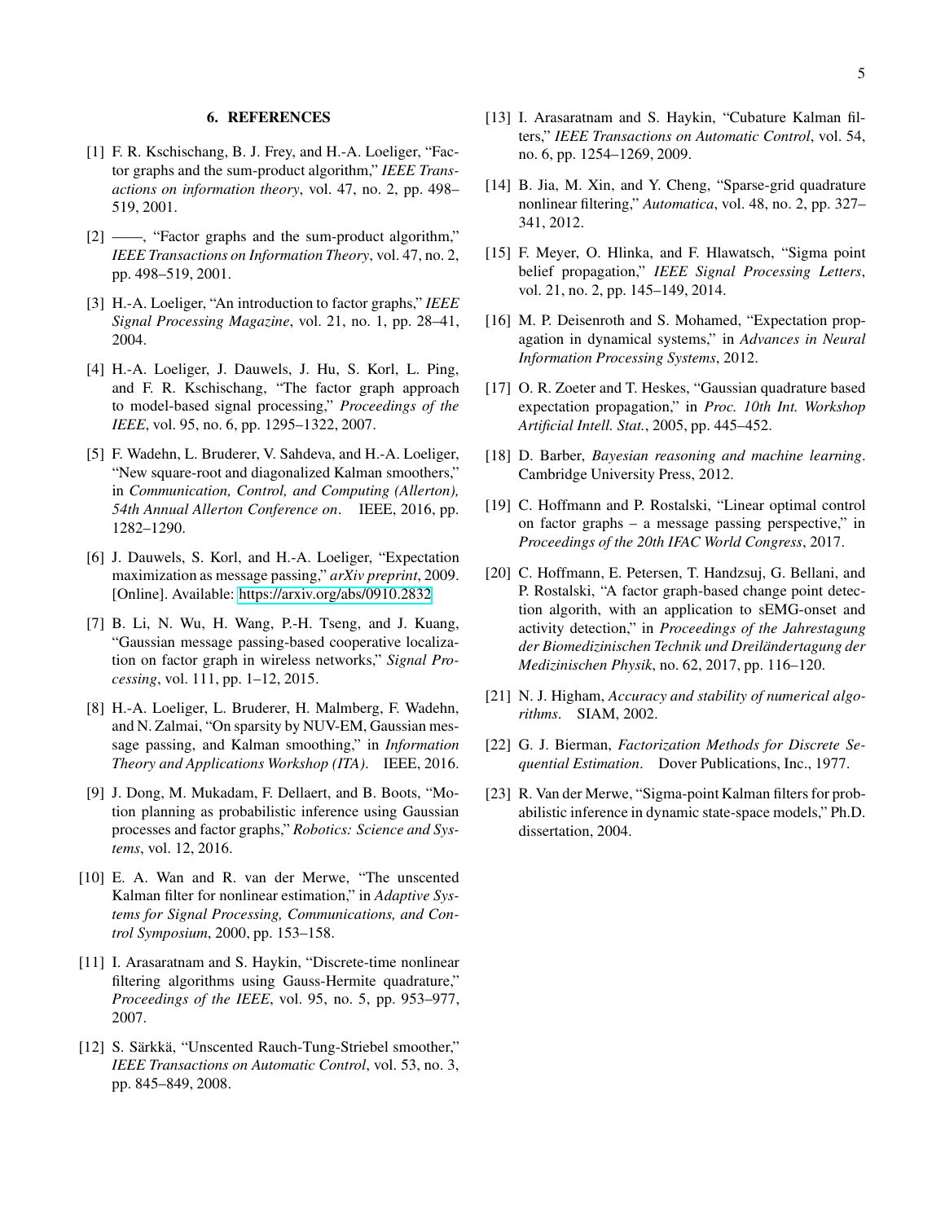## 6. REFERENCES

[1] F. R. Kschischang, B. J. Frey, and H.-A. Loeliger, "Factor graphs and the sum-product algorithm," *IEEE Transactions on information theory*, vol. 47, no. 2, pp. 498–519, 2001.

[2] ——, "Factor graphs and the sum-product algorithm," *IEEE Transactions on Information Theory*, vol. 47, no. 2, pp. 498–519, 2001.

[3] H.-A. Loeliger, "An introduction to factor graphs," *IEEE Signal Processing Magazine*, vol. 21, no. 1, pp. 28–41, 2004.

[4] H.-A. Loeliger, J. Dauwels, J. Hu, S. Korl, L. Ping, and F. R. Kschischang, "The factor graph approach to model-based signal processing," *Proceedings of the IEEE*, vol. 95, no. 6, pp. 1295–1322, 2007.

[5] F. Wadehn, L. Bruderer, V. Sahdeva, and H.-A. Loeliger, "New square-root and diagonalized Kalman smoothers," in *Communication, Control, and Computing (Allerton), 54th Annual Allerton Conference on*. IEEE, 2016, pp. 1282–1290.

[6] J. Dauwels, S. Korl, and H.-A. Loeliger, "Expectation maximization as message passing," *arXiv preprint*, 2009. [Online]. Available: https://arxiv.org/abs/0910.2832

[7] B. Li, N. Wu, H. Wang, P.-H. Tseng, and J. Kuang, "Gaussian message passing-based cooperative localization on factor graph in wireless networks," *Signal Processing*, vol. 111, pp. 1–12, 2015.

[8] H.-A. Loeliger, L. Bruderer, H. Malmberg, F. Wadehn, and N. Zalmai, "On sparsity by NUV-EM, Gaussian message passing, and Kalman smoothing," in *Information Theory and Applications Workshop (ITA)*. IEEE, 2016.

[9] J. Dong, M. Mukadam, F. Dellaert, and B. Boots, "Motion planning as probabilistic inference using Gaussian processes and factor graphs," *Robotics: Science and Systems*, vol. 12, 2016.

[10] E. A. Wan and R. van der Merwe, "The unscented Kalman filter for nonlinear estimation," in *Adaptive Systems for Signal Processing, Communications, and Control Symposium*, 2000, pp. 153–158.

[11] I. Arasaratnam and S. Haykin, "Discrete-time nonlinear filtering algorithms using Gauss-Hermite quadrature," *Proceedings of the IEEE*, vol. 95, no. 5, pp. 953–977, 2007.

[12] S. Särkkä, "Unscented Rauch-Tung-Striebel smoother," *IEEE Transactions on Automatic Control*, vol. 53, no. 3, pp. 845–849, 2008.

[13] I. Arasaratnam and S. Haykin, "Cubature Kalman filters," *IEEE Transactions on Automatic Control*, vol. 54, no. 6, pp. 1254–1269, 2009.

[14] B. Jia, M. Xin, and Y. Cheng, "Sparse-grid quadrature nonlinear filtering," *Automatica*, vol. 48, no. 2, pp. 327–341, 2012.

[15] F. Meyer, O. Hlinka, and F. Hlawatsch, "Sigma point belief propagation," *IEEE Signal Processing Letters*, vol. 21, no. 2, pp. 145–149, 2014.

[16] M. P. Deisenroth and S. Mohamed, "Expectation propagation in dynamical systems," in *Advances in Neural Information Processing Systems*, 2012.

[17] O. R. Zoeter and T. Heskes, "Gaussian quadrature based expectation propagation," in *Proc. 10th Int. Workshop Artificial Intell. Stat.*, 2005, pp. 445–452.

[18] D. Barber, *Bayesian reasoning and machine learning*. Cambridge University Press, 2012.

[19] C. Hoffmann and P. Rostalski, "Linear optimal control on factor graphs – a message passing perspective," in *Proceedings of the 20th IFAC World Congress*, 2017.

[20] C. Hoffmann, E. Petersen, T. Handzsuj, G. Bellani, and P. Rostalski, "A factor graph-based change point detection algorith, with an application to sEMG-onset and activity detection," in *Proceedings of the Jahrestagung der Biomedizinischen Technik und Dreiländertagung der Medizinischen Physik*, no. 62, 2017, pp. 116–120.

[21] N. J. Higham, *Accuracy and stability of numerical algorithms*. SIAM, 2002.

[22] G. J. Bierman, *Factorization Methods for Discrete Sequential Estimation*. Dover Publications, Inc., 1977.

[23] R. Van der Merwe, "Sigma-point Kalman filters for probabilistic inference in dynamic state-space models," Ph.D. dissertation, 2004.